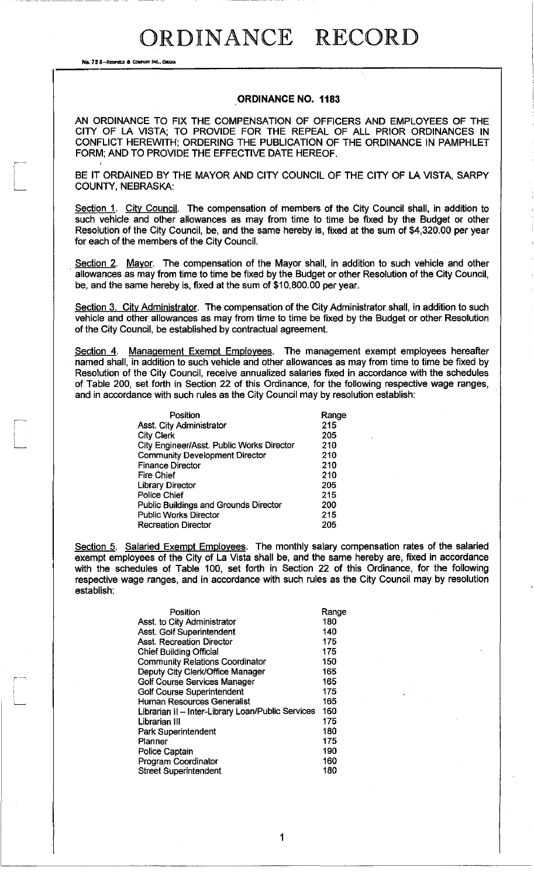# ORDINANCE RECORD

## ORDINANCE NO. 1183

AN ORDINANCE TO FIX THE COMPENSATION OF OFFICERS AND EMPLOYEES OF THE CITY OF LA VISTA; TO PROVIDE FOR THE REPEAL OF ALL PRIOR ORDINANCES IN CONFLICT HEREWITH; ORDERING THE PUBLICATION OF THE ORDINANCE IN PAMPHLET FORM; AND TO PROVIDE THE EFFECTIVE DATE HEREOF.

BE IT ORDAINED BY THE MAYOR AND CITY COUNCIL OF THE CITY OF LA VISTA, SARPY COUNTY, NEBRASKA:

Section 1. City Council. The compensation of members of the City Council shall, in addition to such vehicle and other allowances as may from time to time be fixed by the Budget or other Resolution of the City Council, be, and the same hereby is, fixed at the sum of $4,320.00 per year for each of the members of the City Council.

Section 2. Mayor. The compensation of the Mayor shall, in addition to such vehicle and other allowances as may from time to time be fixed by the Budget or other Resolution of the City Council, be, and the same hereby is, fixed at the sum of $10,800.00 per year.

Section 3. City Administrator. The compensation of the City Administrator shall, in addition to such vehicle and other allowances as may from time to time be fixed by the Budget or other Resolution of the City Council, be established by contractual agreement.

Section 4. Management Exempt Employees. The management exempt employees hereafter named shall, in addition to such vehicle and other allowances as may from time to time be fixed by Resolution of the City Council, receive annualized salaries fixed in accordance with the schedules of Table 200, set forth in Section 22 of this Ordinance, for the following respective wage ranges, and in accordance with such rules as the City Council may by resolution establish:

| Position | Range |
|---|---|
| Asst. City Administrator | 215 |
| City Clerk | 205 |
| City Engineer/Asst. Public Works Director | 210 |
| Community Development Director | 210 |
| Finance Director | 210 |
| Fire Chief | 210 |
| Library Director | 205 |
| Police Chief | 215 |
| Public Buildings and Grounds Director | 200 |
| Public Works Director | 215 |
| Recreation Director | 205 |

Section 5. Salaried Exempt Employees. The monthly salary compensation rates of the salaried exempt employees of the City of La Vista shall be, and the same hereby are, fixed in accordance with the schedules of Table 100, set forth in Section 22 of this Ordinance, for the following respective wage ranges, and in accordance with such rules as the City Council may by resolution establish:

| Position | Range |
|---|---|
| Asst. to City Administrator | 180 |
| Asst. Golf Superintendent | 140 |
| Asst. Recreation Director | 175 |
| Chief Building Official | 175 |
| Community Relations Coordinator | 150 |
| Deputy City Clerk/Office Manager | 165 |
| Golf Course Services Manager | 165 |
| Golf Course Superintendent | 175 |
| Human Resources Generalist | 165 |
| Librarian II – Inter-Library Loan/Public Services | 160 |
| Librarian III | 175 |
| Park Superintendent | 180 |
| Planner | 175 |
| Police Captain | 190 |
| Program Coordinator | 160 |
| Street Superintendent | 180 |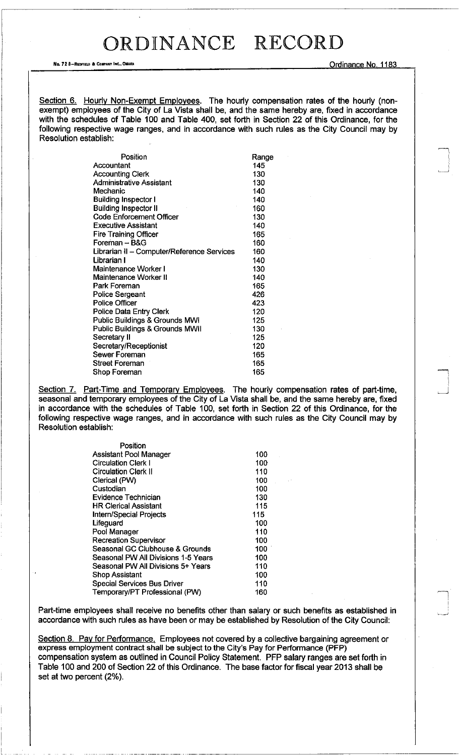# ORDINANCE RECORD

Ordinance No. 1183

Section 6. Hourly Non-Exempt Employees. The hourly compensation rates of the hourly (non-exempt) employees of the City of La Vista shall be, and the same hereby are, fixed in accordance with the schedules of Table 100 and Table 400, set forth in Section 22 of this Ordinance, for the following respective wage ranges, and in accordance with such rules as the City Council may by Resolution establish:

| Position | Range |
|---|---|
| Accountant | 145 |
| Accounting Clerk | 130 |
| Administrative Assistant | 130 |
| Mechanic | 140 |
| Building Inspector I | 140 |
| Building Inspector II | 160 |
| Code Enforcement Officer | 130 |
| Executive Assistant | 140 |
| Fire Training Officer | 165 |
| Foreman – B&G | 160 |
| Librarian II – Computer/Reference Services | 160 |
| Librarian I | 140 |
| Maintenance Worker I | 130 |
| Maintenance Worker II | 140 |
| Park Foreman | 165 |
| Police Sergeant | 426 |
| Police Officer | 423 |
| Police Data Entry Clerk | 120 |
| Public Buildings & Grounds MWI | 125 |
| Public Buildings & Grounds MWII | 130 |
| Secretary II | 125 |
| Secretary/Receptionist | 120 |
| Sewer Foreman | 165 |
| Street Foreman | 165 |
| Shop Foreman | 165 |

Section 7. Part-Time and Temporary Employees. The hourly compensation rates of part-time, seasonal and temporary employees of the City of La Vista shall be, and the same hereby are, fixed in accordance with the schedules of Table 100, set forth in Section 22 of this Ordinance, for the following respective wage ranges, and in accordance with such rules as the City Council may by Resolution establish:

| Position | |
|---|---|
| Assistant Pool Manager | 100 |
| Circulation Clerk I | 100 |
| Circulation Clerk II | 110 |
| Clerical (PW) | 100 |
| Custodian | 100 |
| Evidence Technician | 130 |
| HR Clerical Assistant | 115 |
| Intern/Special Projects | 115 |
| Lifeguard | 100 |
| Pool Manager | 110 |
| Recreation Supervisor | 100 |
| Seasonal GC Clubhouse & Grounds | 100 |
| Seasonal PW All Divisions 1-5 Years | 100 |
| Seasonal PW All Divisions 5+ Years | 110 |
| Shop Assistant | 100 |
| Special Services Bus Driver | 110 |
| Temporary/PT Professional (PW) | 160 |

Part-time employees shall receive no benefits other than salary or such benefits as established in accordance with such rules as have been or may be established by Resolution of the City Council:

Section 8. Pay for Performance. Employees not covered by a collective bargaining agreement or express employment contract shall be subject to the City's Pay for Performance (PFP) compensation system as outlined in Council Policy Statement. PFP salary ranges are set forth in Table 100 and 200 of Section 22 of this Ordinance. The base factor for fiscal year 2013 shall be set at two percent (2%).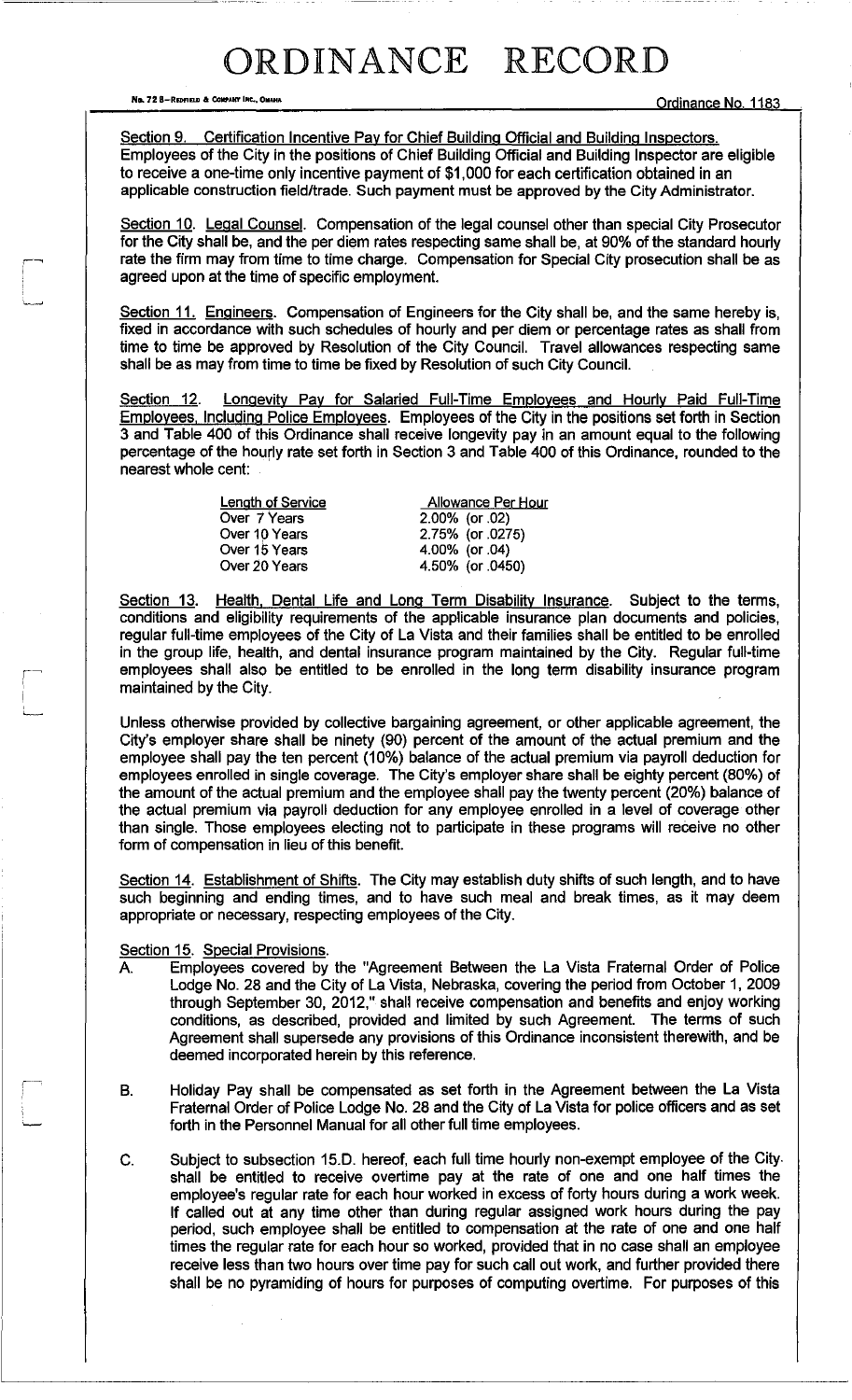# ORDINANCE RECORD

Ordinance No. 1183

Section 9. Certification Incentive Pay for Chief Building Official and Building Inspectors. Employees of the City in the positions of Chief Building Official and Building Inspector are eligible to receive a one-time only incentive payment of $1,000 for each certification obtained in an applicable construction field/trade. Such payment must be approved by the City Administrator.

Section 10. Legal Counsel. Compensation of the legal counsel other than special City Prosecutor for the City shall be, and the per diem rates respecting same shall be, at 90% of the standard hourly rate the firm may from time to time charge. Compensation for Special City prosecution shall be as agreed upon at the time of specific employment.

Section 11. Engineers. Compensation of Engineers for the City shall be, and the same hereby is, fixed in accordance with such schedules of hourly and per diem or percentage rates as shall from time to time be approved by Resolution of the City Council. Travel allowances respecting same shall be as may from time to time be fixed by Resolution of such City Council.

Section 12. Longevity Pay for Salaried Full-Time Employees and Hourly Paid Full-Time Employees, Including Police Employees. Employees of the City in the positions set forth in Section 3 and Table 400 of this Ordinance shall receive longevity pay in an amount equal to the following percentage of the hourly rate set forth in Section 3 and Table 400 of this Ordinance, rounded to the nearest whole cent:

| Length of Service | Allowance Per Hour |
|---|---|
| Over 7 Years | 2.00% (or .02) |
| Over 10 Years | 2.75% (or .0275) |
| Over 15 Years | 4.00% (or .04) |
| Over 20 Years | 4.50% (or .0450) |

Section 13. Health, Dental Life and Long Term Disability Insurance. Subject to the terms, conditions and eligibility requirements of the applicable insurance plan documents and policies, regular full-time employees of the City of La Vista and their families shall be entitled to be enrolled in the group life, health, and dental insurance program maintained by the City. Regular full-time employees shall also be entitled to be enrolled in the long term disability insurance program maintained by the City.

Unless otherwise provided by collective bargaining agreement, or other applicable agreement, the City's employer share shall be ninety (90) percent of the amount of the actual premium and the employee shall pay the ten percent (10%) balance of the actual premium via payroll deduction for employees enrolled in single coverage. The City's employer share shall be eighty percent (80%) of the amount of the actual premium and the employee shall pay the twenty percent (20%) balance of the actual premium via payroll deduction for any employee enrolled in a level of coverage other than single. Those employees electing not to participate in these programs will receive no other form of compensation in lieu of this benefit.

Section 14. Establishment of Shifts. The City may establish duty shifts of such length, and to have such beginning and ending times, and to have such meal and break times, as it may deem appropriate or necessary, respecting employees of the City.

Section 15. Special Provisions.

A. Employees covered by the "Agreement Between the La Vista Fraternal Order of Police Lodge No. 28 and the City of La Vista, Nebraska, covering the period from October 1, 2009 through September 30, 2012," shall receive compensation and benefits and enjoy working conditions, as described, provided and limited by such Agreement. The terms of such Agreement shall supersede any provisions of this Ordinance inconsistent therewith, and be deemed incorporated herein by this reference.

B. Holiday Pay shall be compensated as set forth in the Agreement between the La Vista Fraternal Order of Police Lodge No. 28 and the City of La Vista for police officers and as set forth in the Personnel Manual for all other full time employees.

C. Subject to subsection 15.D. hereof, each full time hourly non-exempt employee of the City shall be entitled to receive overtime pay at the rate of one and one half times the employee's regular rate for each hour worked in excess of forty hours during a work week. If called out at any time other than during regular assigned work hours during the pay period, such employee shall be entitled to compensation at the rate of one and one half times the regular rate for each hour so worked, provided that in no case shall an employee receive less than two hours over time pay for such call out work, and further provided there shall be no pyramiding of hours for purposes of computing overtime. For purposes of this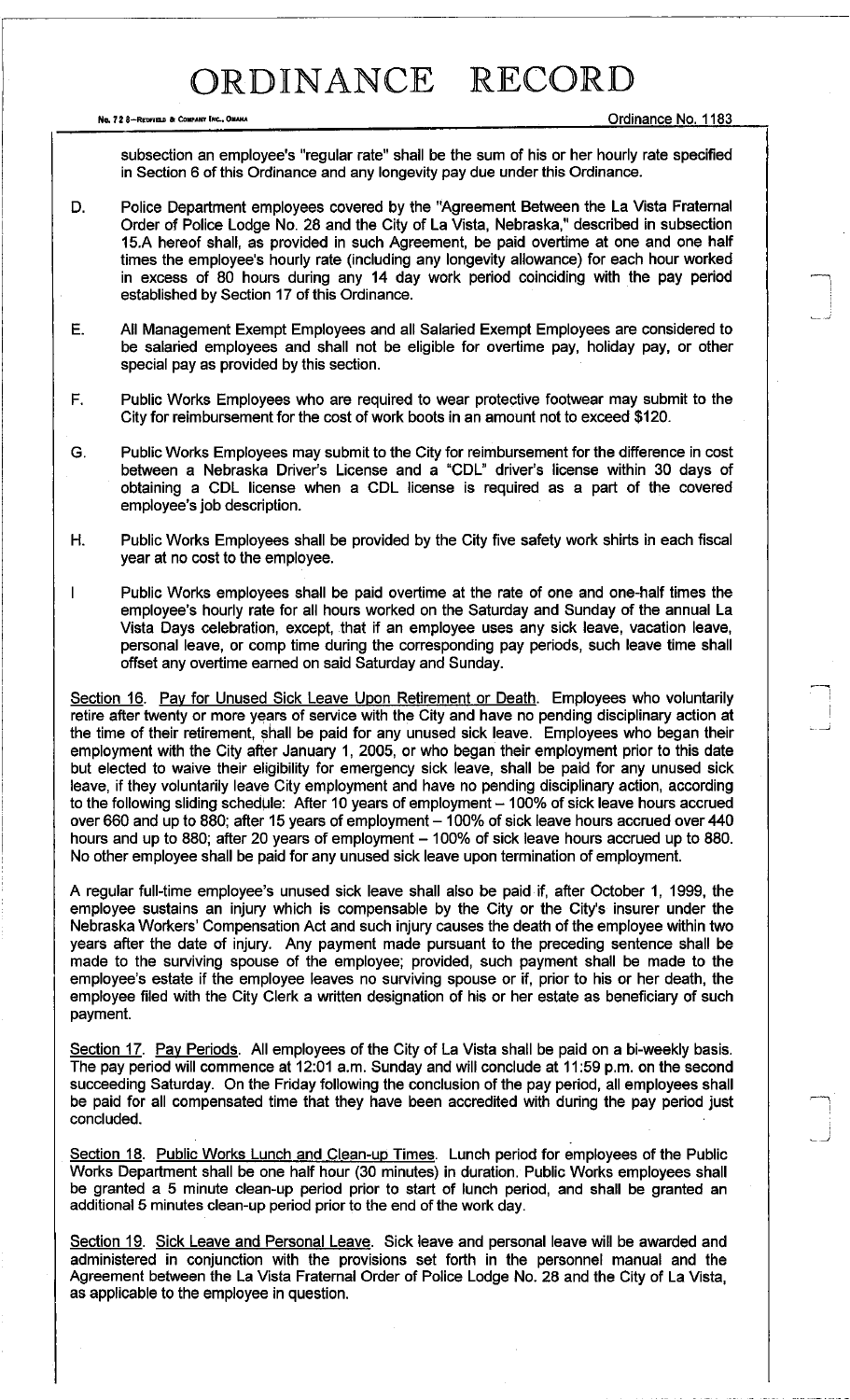subsection an employee's "regular rate" shall be the sum of his or her hourly rate specified in Section 6 of this Ordinance and any longevity pay due under this Ordinance.

D. Police Department employees covered by the "Agreement Between the La Vista Fraternal Order of Police Lodge No. 28 and the City of La Vista, Nebraska," described in subsection 15.A hereof shall, as provided in such Agreement, be paid overtime at one and one half times the employee's hourly rate (including any longevity allowance) for each hour worked in excess of 80 hours during any 14 day work period coinciding with the pay period established by Section 17 of this Ordinance.

E. All Management Exempt Employees and all Salaried Exempt Employees are considered to be salaried employees and shall not be eligible for overtime pay, holiday pay, or other special pay as provided by this section.

F. Public Works Employees who are required to wear protective footwear may submit to the City for reimbursement for the cost of work boots in an amount not to exceed $120.

G. Public Works Employees may submit to the City for reimbursement for the difference in cost between a Nebraska Driver's License and a "CDL" driver's license within 30 days of obtaining a CDL license when a CDL license is required as a part of the covered employee's job description.

H. Public Works Employees shall be provided by the City five safety work shirts in each fiscal year at no cost to the employee.

I Public Works employees shall be paid overtime at the rate of one and one-half times the employee's hourly rate for all hours worked on the Saturday and Sunday of the annual La Vista Days celebration, except, that if an employee uses any sick leave, vacation leave, personal leave, or comp time during the corresponding pay periods, such leave time shall offset any overtime earned on said Saturday and Sunday.

Section 16. Pay for Unused Sick Leave Upon Retirement or Death. Employees who voluntarily retire after twenty or more years of service with the City and have no pending disciplinary action at the time of their retirement, shall be paid for any unused sick leave. Employees who began their employment with the City after January 1, 2005, or who began their employment prior to this date but elected to waive their eligibility for emergency sick leave, shall be paid for any unused sick leave, if they voluntarily leave City employment and have no pending disciplinary action, according to the following sliding schedule: After 10 years of employment – 100% of sick leave hours accrued over 660 and up to 880; after 15 years of employment – 100% of sick leave hours accrued over 440 hours and up to 880; after 20 years of employment – 100% of sick leave hours accrued up to 880. No other employee shall be paid for any unused sick leave upon termination of employment.

A regular full-time employee's unused sick leave shall also be paid if, after October 1, 1999, the employee sustains an injury which is compensable by the City or the City's insurer under the Nebraska Workers' Compensation Act and such injury causes the death of the employee within two years after the date of injury. Any payment made pursuant to the preceding sentence shall be made to the surviving spouse of the employee; provided, such payment shall be made to the employee's estate if the employee leaves no surviving spouse or if, prior to his or her death, the employee filed with the City Clerk a written designation of his or her estate as beneficiary of such payment.

Section 17. Pay Periods. All employees of the City of La Vista shall be paid on a bi-weekly basis. The pay period will commence at 12:01 a.m. Sunday and will conclude at 11:59 p.m. on the second succeeding Saturday. On the Friday following the conclusion of the pay period, all employees shall be paid for all compensated time that they have been accredited with during the pay period just concluded.

Section 18. Public Works Lunch and Clean-up Times. Lunch period for employees of the Public Works Department shall be one half hour (30 minutes) in duration. Public Works employees shall be granted a 5 minute clean-up period prior to start of lunch period, and shall be granted an additional 5 minutes clean-up period prior to the end of the work day.

Section 19. Sick Leave and Personal Leave. Sick leave and personal leave will be awarded and administered in conjunction with the provisions set forth in the personnel manual and the Agreement between the La Vista Fraternal Order of Police Lodge No. 28 and the City of La Vista, as applicable to the employee in question.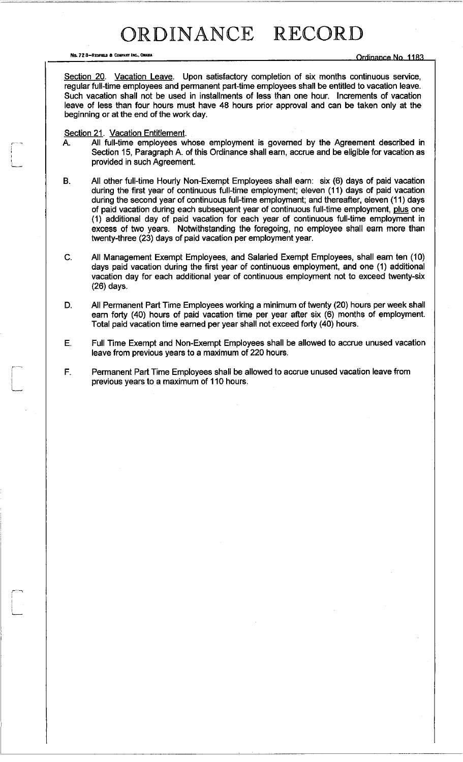Section 20. Vacation Leave. Upon satisfactory completion of six months continuous service, regular full-time employees and permanent part-time employees shall be entitled to vacation leave. Such vacation shall not be used in installments of less than one hour. Increments of vacation leave of less than four hours must have 48 hours prior approval and can be taken only at the beginning or at the end of the work day.

Section 21. Vacation Entitlement.

A. All full-time employees whose employment is governed by the Agreement described in Section 15, Paragraph A. of this Ordinance shall earn, accrue and be eligible for vacation as provided in such Agreement.

B. All other full-time Hourly Non-Exempt Employees shall earn: six (6) days of paid vacation during the first year of continuous full-time employment; eleven (11) days of paid vacation during the second year of continuous full-time employment; and thereafter, eleven (11) days of paid vacation during each subsequent year of continuous full-time employment, plus one (1) additional day of paid vacation for each year of continuous full-time employment in excess of two years. Notwithstanding the foregoing, no employee shall earn more than twenty-three (23) days of paid vacation per employment year.

C. All Management Exempt Employees, and Salaried Exempt Employees, shall earn ten (10) days paid vacation during the first year of continuous employment, and one (1) additional vacation day for each additional year of continuous employment not to exceed twenty-six (26) days.

D. All Permanent Part Time Employees working a minimum of twenty (20) hours per week shall earn forty (40) hours of paid vacation time per year after six (6) months of employment. Total paid vacation time earned per year shall not exceed forty (40) hours.

E. Full Time Exempt and Non-Exempt Employees shall be allowed to accrue unused vacation leave from previous years to a maximum of 220 hours.

F. Permanent Part Time Employees shall be allowed to accrue unused vacation leave from previous years to a maximum of 110 hours.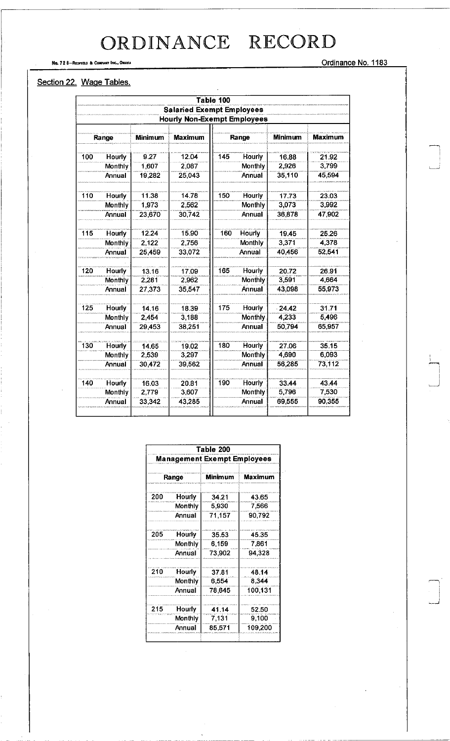# ORDINANCE RECORD

Ordinance No. 1183

## Section 22. Wage Tables.

**Table 100**
**Salaried Exempt Employees**
**Hourly Non-Exempt Employees**

| Range | | Minimum | Maximum | Range | | Minimum | Maximum |
|---|---|---|---|---|---|---|---|
| 100 | Hourly | 9.27 | 12.04 | 145 | Hourly | 16.88 | 21.92 |
| | Monthly | 1,607 | 2,087 | | Monthly | 2,926 | 3,799 |
| | Annual | 19,282 | 25,043 | | Annual | 35,110 | 45,594 |
| 110 | Hourly | 11.38 | 14.78 | 150 | Hourly | 17.73 | 23.03 |
| | Monthly | 1,973 | 2,562 | | Monthly | 3,073 | 3,992 |
| | Annual | 23,670 | 30,742 | | Annual | 36,878 | 47,902 |
| 115 | Hourly | 12.24 | 15.90 | 160 | Hourly | 19.45 | 25.26 |
| | Monthly | 2,122 | 2,756 | | Monthly | 3,371 | 4,378 |
| | Annual | 25,459 | 33,072 | | Annual | 40,456 | 52,541 |
| 120 | Hourly | 13.16 | 17.09 | 165 | Hourly | 20.72 | 26.91 |
| | Monthly | 2,281 | 2,962 | | Monthly | 3,591 | 4,664 |
| | Annual | 27,373 | 35,547 | | Annual | 43,098 | 55,973 |
| 125 | Hourly | 14.16 | 18.39 | 175 | Hourly | 24.42 | 31.71 |
| | Monthly | 2,454 | 3,188 | | Monthly | 4,233 | 5,496 |
| | Annual | 29,453 | 38,251 | | Annual | 50,794 | 65,957 |
| 130 | Hourly | 14.65 | 19.02 | 180 | Hourly | 27.06 | 35.15 |
| | Monthly | 2,539 | 3,297 | | Monthly | 4,690 | 6,093 |
| | Annual | 30,472 | 39,562 | | Annual | 56,285 | 73,112 |
| 140 | Hourly | 16.03 | 20.81 | 190 | Hourly | 33.44 | 43.44 |
| | Monthly | 2,779 | 3,607 | | Monthly | 5,796 | 7,530 |
| | Annual | 33,342 | 43,285 | | Annual | 69,555 | 90,355 |

**Table 200**
**Management Exempt Employees**

| Range | | Minimum | Maximum |
|---|---|---|---|
| 200 | Hourly | 34.21 | 43.65 |
| | Monthly | 5,930 | 7,566 |
| | Annual | 71,157 | 90,792 |
| 205 | Hourly | 35.53 | 45.35 |
| | Monthly | 6,159 | 7,861 |
| | Annual | 73,902 | 94,328 |
| 210 | Hourly | 37.81 | 48.14 |
| | Monthly | 6,554 | 8,344 |
| | Annual | 78,645 | 100,131 |
| 215 | Hourly | 41.14 | 52.50 |
| | Monthly | 7,131 | 9,100 |
| | Annual | 85,571 | 109,200 |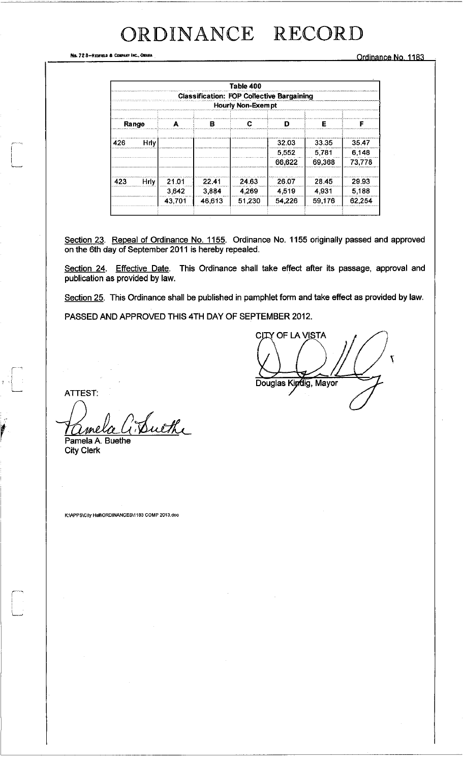# ORDINANCE RECORD

No. 72 8—REDFIELD & COMPANY INC., OMAHA

Ordinance No. 1183

| Table 400 | | | | | | | |
|---|---|---|---|---|---|---|---|
| Classification: FOP Collective Bargaining | | | | | | | |
| Hourly Non-Exempt | | | | | | | |
| Range | | A | B | C | D | E | F |
| 426 | Hrly | | | | 32.03 | 33.35 | 35.47 |
| | | | | | 5,552 | 5,781 | 6,148 |
| | | | | | 66,622 | 69,368 | 73,778 |
| 423 | Hrly | 21.01 | 22.41 | 24.63 | 26.07 | 28.45 | 29.93 |
| | | 3,642 | 3,884 | 4,269 | 4,519 | 4,931 | 5,188 |
| | | 43,701 | 46,613 | 51,230 | 54,226 | 59,176 | 62,254 |

Section 23. Repeal of Ordinance No. 1155. Ordinance No. 1155 originally passed and approved on the 6th day of September 2011 is hereby repealed.

Section 24. Effective Date. This Ordinance shall take effect after its passage, approval and publication as provided by law.

Section 25. This Ordinance shall be published in pamphlet form and take effect as provided by law.

PASSED AND APPROVED THIS 4TH DAY OF SEPTEMBER 2012.

CITY OF LA VISTA

Douglas Kindig, Mayor

ATTEST:

Pamela A. Buethe
City Clerk

K:\APPS\City Hall\ORDINANCES\1183 COMP 2013.doc